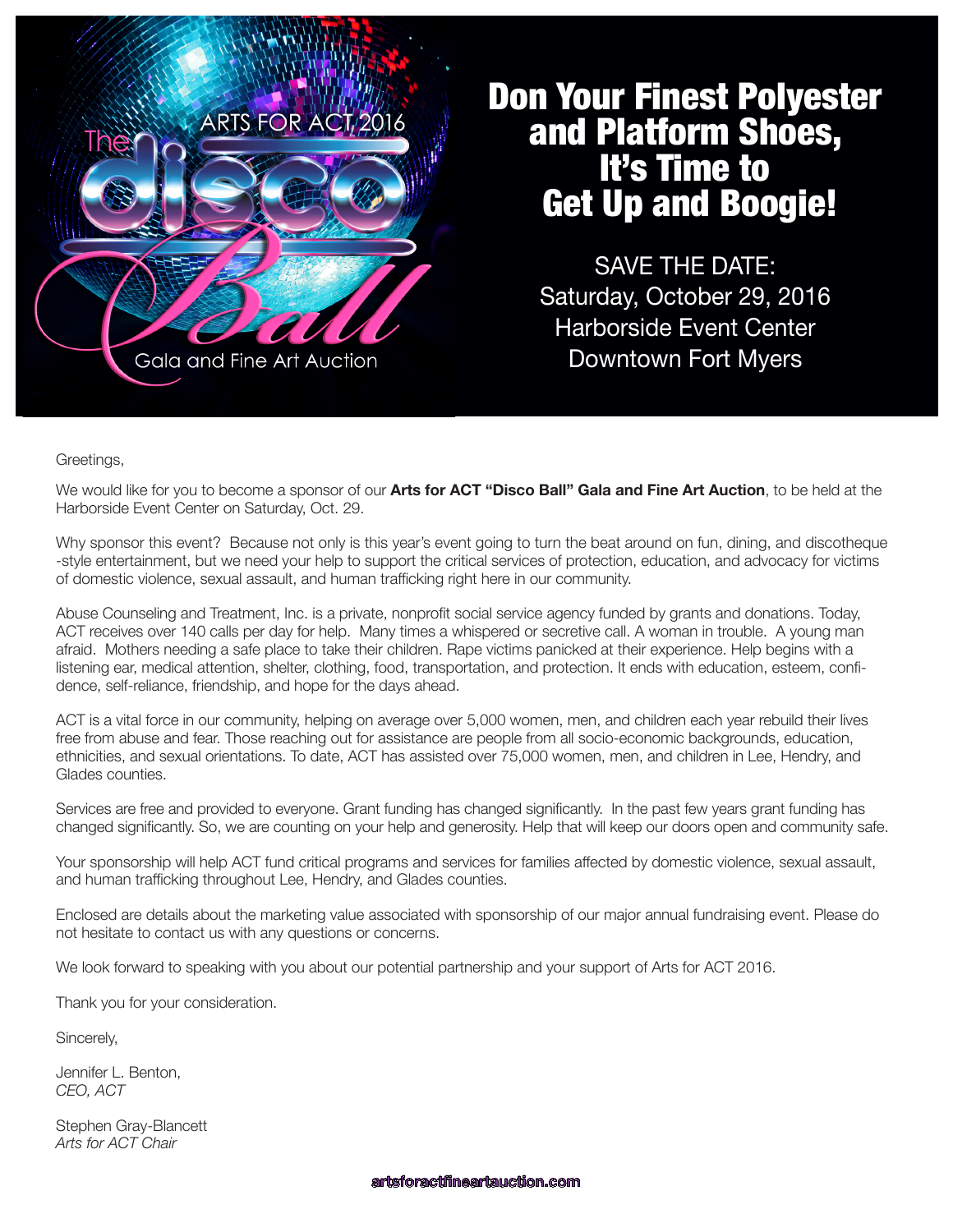ARTS FOR ACT 2016

The disco Ball

Gala and Fine Art Auction

# Don Your Finest Polyester and Platform Shoes, It's Time to Get Up and Boogie!

SAVE THE DATE:
Saturday, October 29, 2016
Harborside Event Center
Downtown Fort Myers

Greetings,

We would like for you to become a sponsor of our **Arts for ACT "Disco Ball" Gala and Fine Art Auction**, to be held at the Harborside Event Center on Saturday, Oct. 29.

Why sponsor this event? Because not only is this year's event going to turn the beat around on fun, dining, and discotheque-style entertainment, but we need your help to support the critical services of protection, education, and advocacy for victims of domestic violence, sexual assault, and human trafficking right here in our community.

Abuse Counseling and Treatment, Inc. is a private, nonprofit social service agency funded by grants and donations. Today, ACT receives over 140 calls per day for help. Many times a whispered or secretive call. A woman in trouble. A young man afraid. Mothers needing a safe place to take their children. Rape victims panicked at their experience. Help begins with a listening ear, medical attention, shelter, clothing, food, transportation, and protection. It ends with education, esteem, confidence, self-reliance, friendship, and hope for the days ahead.

ACT is a vital force in our community, helping on average over 5,000 women, men, and children each year rebuild their lives free from abuse and fear. Those reaching out for assistance are people from all socio-economic backgrounds, education, ethnicities, and sexual orientations. To date, ACT has assisted over 75,000 women, men, and children in Lee, Hendry, and Glades counties.

Services are free and provided to everyone. Grant funding has changed significantly. In the past few years grant funding has changed significantly. So, we are counting on your help and generosity. Help that will keep our doors open and community safe.

Your sponsorship will help ACT fund critical programs and services for families affected by domestic violence, sexual assault, and human trafficking throughout Lee, Hendry, and Glades counties.

Enclosed are details about the marketing value associated with sponsorship of our major annual fundraising event. Please do not hesitate to contact us with any questions or concerns.

We look forward to speaking with you about our potential partnership and your support of Arts for ACT 2016.

Thank you for your consideration.

Sincerely,

Jennifer L. Benton,
*CEO, ACT*

Stephen Gray-Blancett
*Arts for ACT Chair*

artsforactfineartauction.com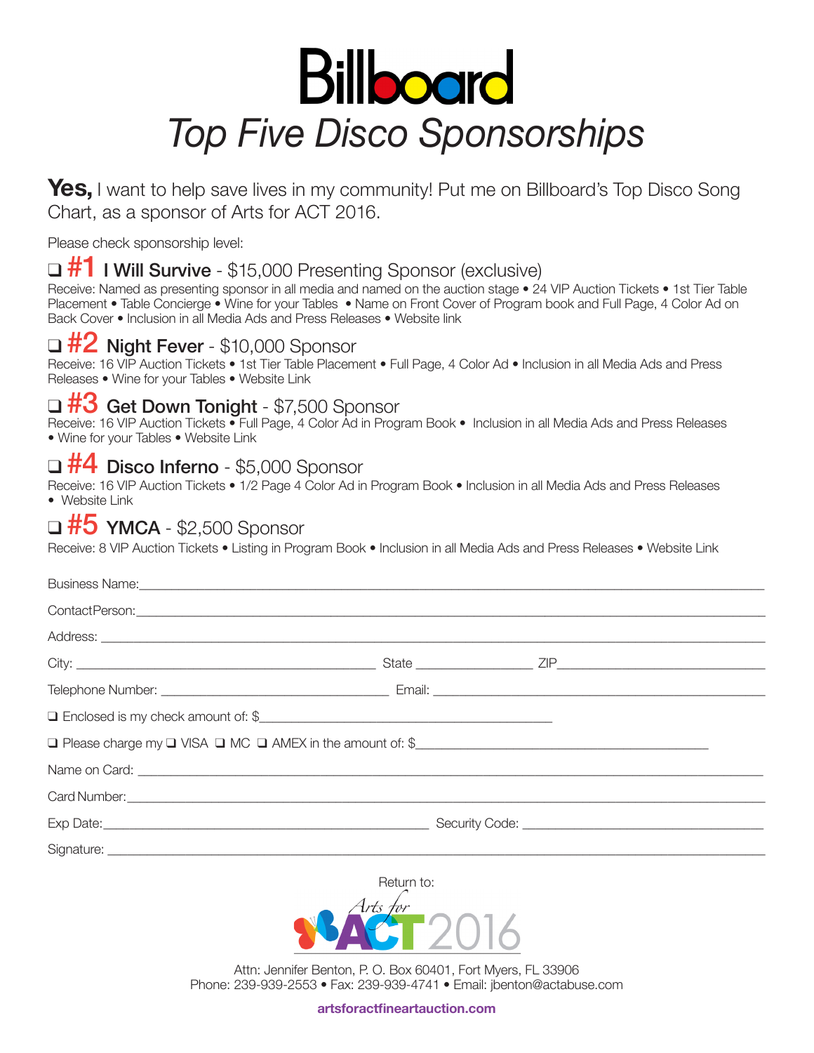# Billboard

## *Top Five Disco Sponsorships*

**Yes,** I want to help save lives in my community! Put me on Billboard's Top Disco Song Chart, as a sponsor of Arts for ACT 2016.

Please check sponsorship level:

### ❑ #1 **I Will Survive** - $15,000 Presenting Sponsor (exclusive)

Receive: Named as presenting sponsor in all media and named on the auction stage • 24 VIP Auction Tickets • 1st Tier Table Placement • Table Concierge • Wine for your Tables • Name on Front Cover of Program book and Full Page, 4 Color Ad on Back Cover • Inclusion in all Media Ads and Press Releases • Website link

### ❑ #2 **Night Fever** - $10,000 Sponsor

Receive: 16 VIP Auction Tickets • 1st Tier Table Placement • Full Page, 4 Color Ad • Inclusion in all Media Ads and Press Releases • Wine for your Tables • Website Link

### ❑ #3 **Get Down Tonight** - $7,500 Sponsor

Receive: 16 VIP Auction Tickets • Full Page, 4 Color Ad in Program Book • Inclusion in all Media Ads and Press Releases • Wine for your Tables • Website Link

### ❑ #4 **Disco Inferno** - $5,000 Sponsor

Receive: 16 VIP Auction Tickets • 1/2 Page 4 Color Ad in Program Book • Inclusion in all Media Ads and Press Releases • Website Link

### ❑ #5 **YMCA** - $2,500 Sponsor

Receive: 8 VIP Auction Tickets • Listing in Program Book • Inclusion in all Media Ads and Press Releases • Website Link

Business Name:\_\_\_\_\_\_\_\_\_\_\_\_\_\_\_\_\_\_\_\_\_\_\_\_\_\_\_\_\_\_

ContactPerson:\_\_\_\_\_\_\_\_\_\_\_\_\_\_\_\_\_\_\_\_\_\_\_\_\_\_\_\_\_\_

Address: \_\_\_\_\_\_\_\_\_\_\_\_\_\_\_\_\_\_\_\_\_\_\_\_\_\_\_\_\_\_

City: \_\_\_\_\_\_\_\_\_\_\_\_\_\_\_\_ State \_\_\_\_\_\_\_\_ ZIP\_\_\_\_\_\_\_\_\_\_

Telephone Number: \_\_\_\_\_\_\_\_\_\_\_\_\_\_\_\_ Email: \_\_\_\_\_\_\_\_\_\_\_\_\_\_\_\_

❑ Enclosed is my check amount of: $\_\_\_\_\_\_\_\_\_\_\_\_\_\_\_\_

❑ Please charge my ❑ VISA ❑ MC ❑ AMEX in the amount of: $\_\_\_\_\_\_\_\_\_\_\_\_\_\_\_\_

Name on Card: \_\_\_\_\_\_\_\_\_\_\_\_\_\_\_\_\_\_\_\_\_\_\_\_\_\_\_\_\_\_

Card Number:\_\_\_\_\_\_\_\_\_\_\_\_\_\_\_\_\_\_\_\_\_\_\_\_\_\_\_\_\_\_

Exp Date:\_\_\_\_\_\_\_\_\_\_\_\_\_\_\_\_ Security Code: \_\_\_\_\_\_\_\_\_\_\_\_\_\_\_\_

Signature: \_\_\_\_\_\_\_\_\_\_\_\_\_\_\_\_\_\_\_\_\_\_\_\_\_\_\_\_\_\_

Return to:

Arts for ACT 2016

Attn: Jennifer Benton, P. O. Box 60401, Fort Myers, FL 33906
Phone: 239-939-2553 • Fax: 239-939-4741 • Email: jbenton@actabuse.com

**artsforactfineartauction.com**